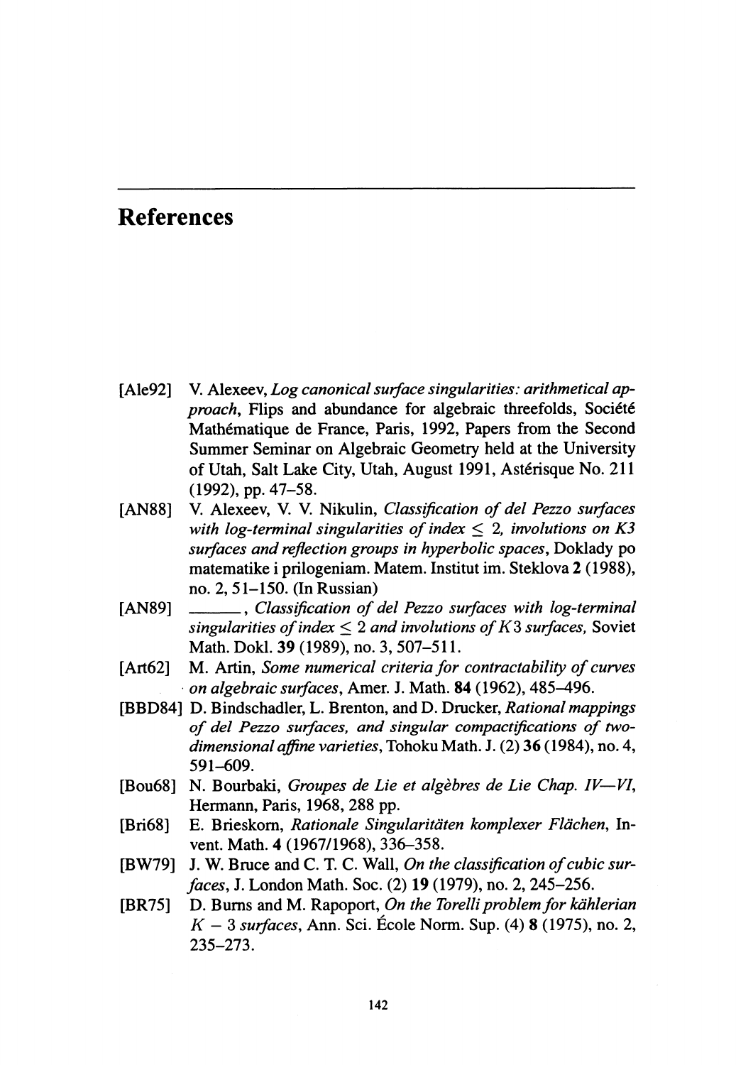# References

[Ale92] V. Alexeev, *Log canonical surface singularities: arithmetical approach*, Flips and abundance for algebraic threefolds, Société Mathématique de France, Paris, 1992, Papers from the Second Summer Seminar on Algebraic Geometry held at the University of Utah, Salt Lake City, Utah, August 1991, Astérisque No. 211 (1992), pp. 47–58.

[AN88] V. Alexeev, V. V. Nikulin, *Classification of del Pezzo surfaces with log-terminal singularities of index $\leq$ 2, involutions on K3 surfaces and reflection groups in hyperbolic spaces*, Doklady po matematike i prilogeniam. Matem. Institut im. Steklova **2** (1988), no. 2, 51–150. (In Russian)

[AN89] ______, *Classification of del Pezzo surfaces with log-terminal singularities of index $\leq 2$ and involutions of $K3$ surfaces*, Soviet Math. Dokl. **39** (1989), no. 3, 507–511.

[Art62] M. Artin, *Some numerical criteria for contractability of curves on algebraic surfaces*, Amer. J. Math. **84** (1962), 485–496.

[BBD84] D. Bindschadler, L. Brenton, and D. Drucker, *Rational mappings of del Pezzo surfaces, and singular compactifications of two-dimensional affine varieties*, Tohoku Math. J. (2) **36** (1984), no. 4, 591–609.

[Bou68] N. Bourbaki, *Groupes de Lie et algèbres de Lie Chap. IV—VI*, Hermann, Paris, 1968, 288 pp.

[Bri68] E. Brieskorn, *Rationale Singularitäten komplexer Flächen*, Invent. Math. **4** (1967/1968), 336–358.

[BW79] J. W. Bruce and C. T. C. Wall, *On the classification of cubic surfaces*, J. London Math. Soc. (2) **19** (1979), no. 2, 245–256.

[BR75] D. Burns and M. Rapoport, *On the Torelli problem for kählerian $K-3$ surfaces*, Ann. Sci. École Norm. Sup. (4) **8** (1975), no. 2, 235–273.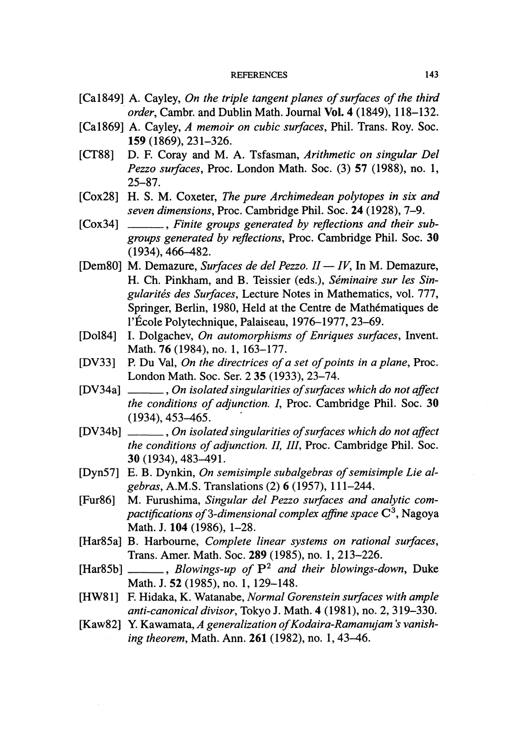[Ca1849] A. Cayley, *On the triple tangent planes of surfaces of the third order*, Cambr. and Dublin Math. Journal **Vol. 4** (1849), 118–132.

[Ca1869] A. Cayley, *A memoir on cubic surfaces*, Phil. Trans. Roy. Soc. **159** (1869), 231–326.

[CT88] D. F. Coray and M. A. Tsfasman, *Arithmetic on singular Del Pezzo surfaces*, Proc. London Math. Soc. (3) **57** (1988), no. 1, 25–87.

[Cox28] H. S. M. Coxeter, *The pure Archimedean polytopes in six and seven dimensions*, Proc. Cambridge Phil. Soc. **24** (1928), 7–9.

[Cox34] ______, *Finite groups generated by reflections and their subgroups generated by reflections*, Proc. Cambridge Phil. Soc. **30** (1934), 466–482.

[Dem80] M. Demazure, *Surfaces de del Pezzo. II — IV*, In M. Demazure, H. Ch. Pinkham, and B. Teissier (eds.), *Séminaire sur les Singularités des Surfaces*, Lecture Notes in Mathematics, vol. 777, Springer, Berlin, 1980, Held at the Centre de Mathématiques de l'École Polytechnique, Palaiseau, 1976–1977, 23–69.

[Dol84] I. Dolgachev, *On automorphisms of Enriques surfaces*, Invent. Math. **76** (1984), no. 1, 163–177.

[DV33] P. Du Val, *On the directrices of a set of points in a plane*, Proc. London Math. Soc. Ser. 2 **35** (1933), 23–74.

[DV34a] ______, *On isolated singularities of surfaces which do not affect the conditions of adjunction. I*, Proc. Cambridge Phil. Soc. **30** (1934), 453–465.

[DV34b] ______, *On isolated singularities of surfaces which do not affect the conditions of adjunction. II, III*, Proc. Cambridge Phil. Soc. **30** (1934), 483–491.

[Dyn57] E. B. Dynkin, *On semisimple subalgebras of semisimple Lie algebras*, A.M.S. Translations (2) **6** (1957), 111–244.

[Fur86] M. Furushima, *Singular del Pezzo surfaces and analytic compactifications of 3-dimensional complex affine space* $\mathbf{C}^3$, Nagoya Math. J. **104** (1986), 1–28.

[Har85a] B. Harbourne, *Complete linear systems on rational surfaces*, Trans. Amer. Math. Soc. **289** (1985), no. 1, 213–226.

[Har85b] ______, *Blowings-up of* $\mathbf{P}^2$ *and their blowings-down*, Duke Math. J. **52** (1985), no. 1, 129–148.

[HW81] F. Hidaka, K. Watanabe, *Normal Gorenstein surfaces with ample anti-canonical divisor*, Tokyo J. Math. **4** (1981), no. 2, 319–330.

[Kaw82] Y. Kawamata, *A generalization of Kodaira-Ramanujam's vanishing theorem*, Math. Ann. **261** (1982), no. 1, 43–46.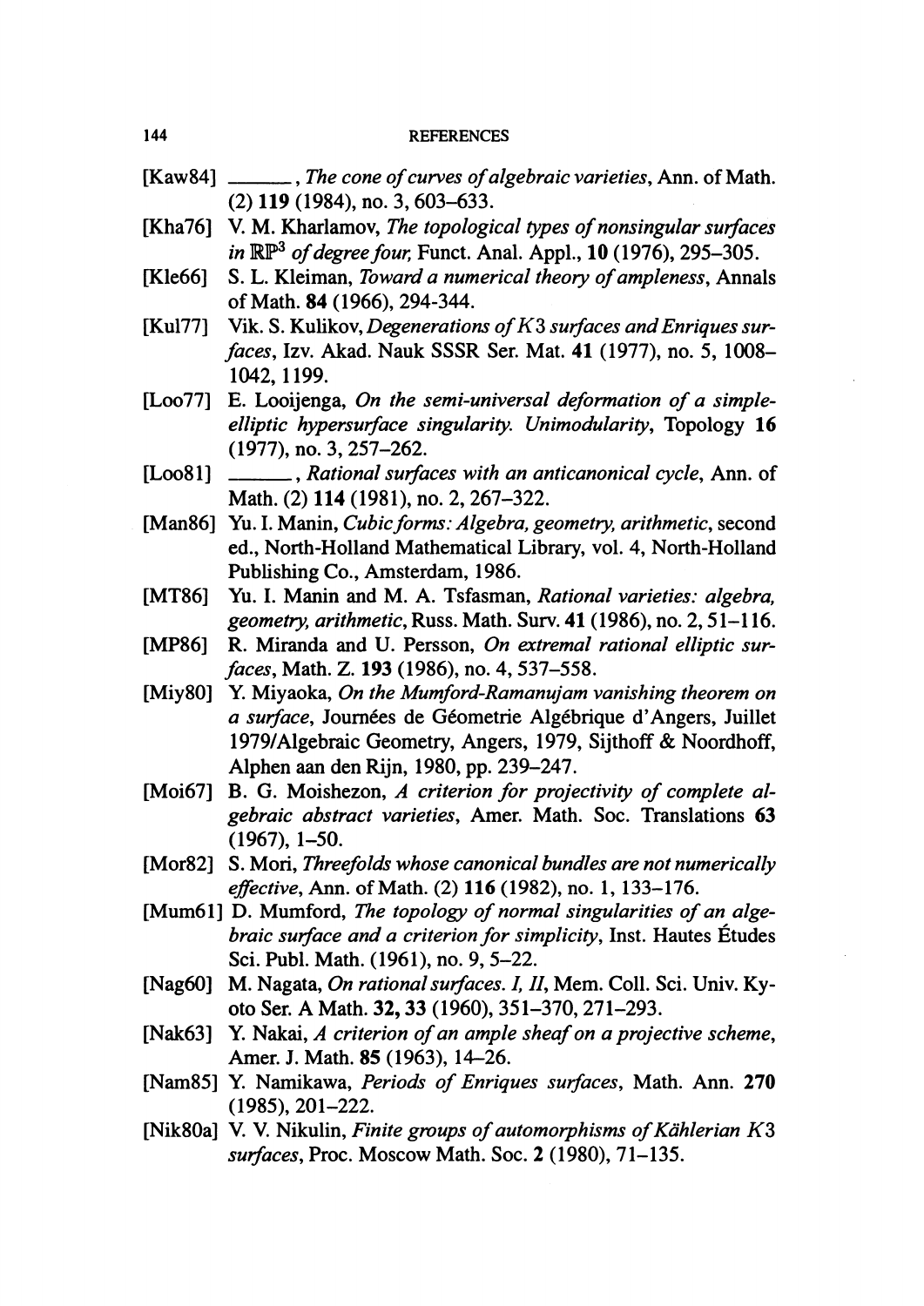- [Kaw84] ______, *The cone of curves of algebraic varieties*, Ann. of Math. (2) **119** (1984), no. 3, 603–633.
- [Kha76] V. M. Kharlamov, *The topological types of nonsingular surfaces in $\mathbb{RP}^3$ of degree four*, Funct. Anal. Appl., **10** (1976), 295–305.
- [Kle66] S. L. Kleiman, *Toward a numerical theory of ampleness*, Annals of Math. **84** (1966), 294-344.
- [Kul77] Vik. S. Kulikov, *Degenerations of $K3$ surfaces and Enriques surfaces*, Izv. Akad. Nauk SSSR Ser. Mat. **41** (1977), no. 5, 1008–1042, 1199.
- [Loo77] E. Looijenga, *On the semi-universal deformation of a simple-elliptic hypersurface singularity. Unimodularity*, Topology **16** (1977), no. 3, 257–262.
- [Loo81] ______, *Rational surfaces with an anticanonical cycle*, Ann. of Math. (2) **114** (1981), no. 2, 267–322.
- [Man86] Yu. I. Manin, *Cubic forms: Algebra, geometry, arithmetic*, second ed., North-Holland Mathematical Library, vol. 4, North-Holland Publishing Co., Amsterdam, 1986.
- [MT86] Yu. I. Manin and M. A. Tsfasman, *Rational varieties: algebra, geometry, arithmetic*, Russ. Math. Surv. **41** (1986), no. 2, 51–116.
- [MP86] R. Miranda and U. Persson, *On extremal rational elliptic surfaces*, Math. Z. **193** (1986), no. 4, 537–558.
- [Miy80] Y. Miyaoka, *On the Mumford-Ramanujam vanishing theorem on a surface*, Journées de Géometrie Algébrique d'Angers, Juillet 1979/Algebraic Geometry, Angers, 1979, Sijthoff & Noordhoff, Alphen aan den Rijn, 1980, pp. 239–247.
- [Moi67] B. G. Moishezon, *A criterion for projectivity of complete algebraic abstract varieties*, Amer. Math. Soc. Translations **63** (1967), 1–50.
- [Mor82] S. Mori, *Threefolds whose canonical bundles are not numerically effective*, Ann. of Math. (2) **116** (1982), no. 1, 133–176.
- [Mum61] D. Mumford, *The topology of normal singularities of an algebraic surface and a criterion for simplicity*, Inst. Hautes Études Sci. Publ. Math. (1961), no. 9, 5–22.
- [Nag60] M. Nagata, *On rational surfaces. I, II*, Mem. Coll. Sci. Univ. Kyoto Ser. A Math. **32, 33** (1960), 351–370, 271–293.
- [Nak63] Y. Nakai, *A criterion of an ample sheaf on a projective scheme*, Amer. J. Math. **85** (1963), 14–26.
- [Nam85] Y. Namikawa, *Periods of Enriques surfaces*, Math. Ann. **270** (1985), 201–222.
- [Nik80a] V. V. Nikulin, *Finite groups of automorphisms of Kählerian $K3$ surfaces*, Proc. Moscow Math. Soc. **2** (1980), 71–135.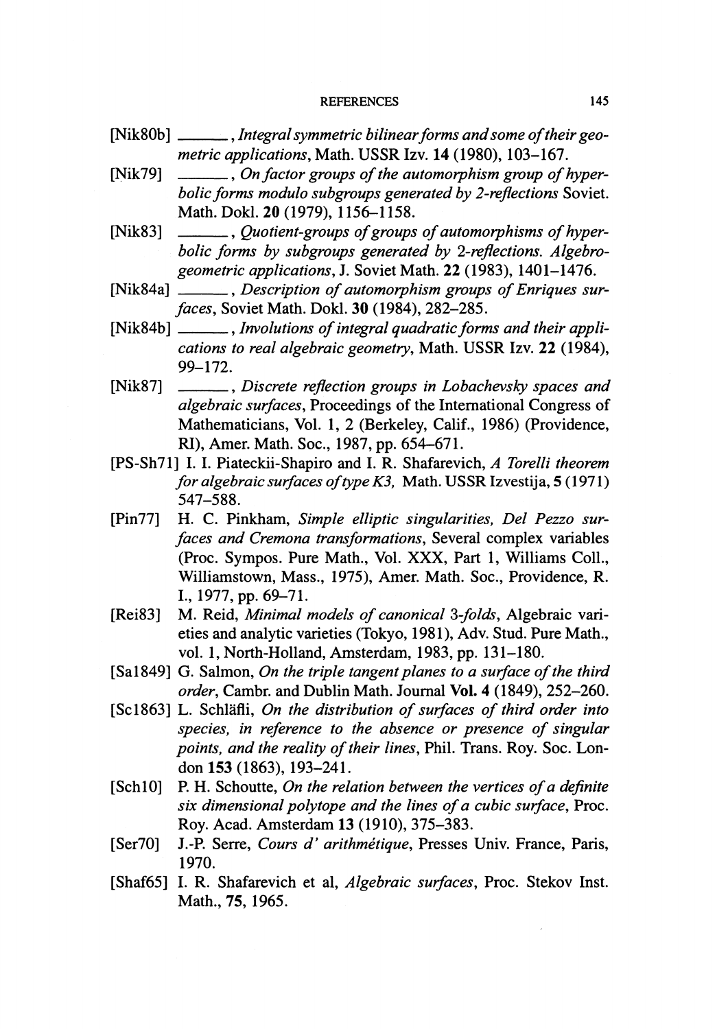[Nik80b] ______, *Integral symmetric bilinear forms and some of their geometric applications*, Math. USSR Izv. **14** (1980), 103–167.

[Nik79] ______, *On factor groups of the automorphism group of hyperbolic forms modulo subgroups generated by 2-reflections* Soviet. Math. Dokl. **20** (1979), 1156–1158.

[Nik83] ______, *Quotient-groups of groups of automorphisms of hyperbolic forms by subgroups generated by 2-reflections. Algebro-geometric applications*, J. Soviet Math. **22** (1983), 1401–1476.

[Nik84a] ______, *Description of automorphism groups of Enriques surfaces*, Soviet Math. Dokl. **30** (1984), 282–285.

[Nik84b] ______, *Involutions of integral quadratic forms and their applications to real algebraic geometry*, Math. USSR Izv. **22** (1984), 99–172.

[Nik87] ______, *Discrete reflection groups in Lobachevsky spaces and algebraic surfaces*, Proceedings of the International Congress of Mathematicians, Vol. 1, 2 (Berkeley, Calif., 1986) (Providence, RI), Amer. Math. Soc., 1987, pp. 654–671.

[PS-Sh71] I. I. Piateckii-Shapiro and I. R. Shafarevich, *A Torelli theorem for algebraic surfaces of type K3*, Math. USSR Izvestija, **5** (1971) 547–588.

[Pin77] H. C. Pinkham, *Simple elliptic singularities, Del Pezzo surfaces and Cremona transformations*, Several complex variables (Proc. Sympos. Pure Math., Vol. XXX, Part 1, Williams Coll., Williamstown, Mass., 1975), Amer. Math. Soc., Providence, R. I., 1977, pp. 69–71.

[Rei83] M. Reid, *Minimal models of canonical 3-folds*, Algebraic varieties and analytic varieties (Tokyo, 1981), Adv. Stud. Pure Math., vol. 1, North-Holland, Amsterdam, 1983, pp. 131–180.

[Sa1849] G. Salmon, *On the triple tangent planes to a surface of the third order*, Cambr. and Dublin Math. Journal **Vol. 4** (1849), 252–260.

[Sc1863] L. Schläfli, *On the distribution of surfaces of third order into species, in reference to the absence or presence of singular points, and the reality of their lines*, Phil. Trans. Roy. Soc. London **153** (1863), 193–241.

[Sch10] P. H. Schoutte, *On the relation between the vertices of a definite six dimensional polytope and the lines of a cubic surface*, Proc. Roy. Acad. Amsterdam **13** (1910), 375–383.

[Ser70] J.-P. Serre, *Cours d' arithmétique*, Presses Univ. France, Paris, 1970.

[Shaf65] I. R. Shafarevich et al, *Algebraic surfaces*, Proc. Stekov Inst. Math., **75**, 1965.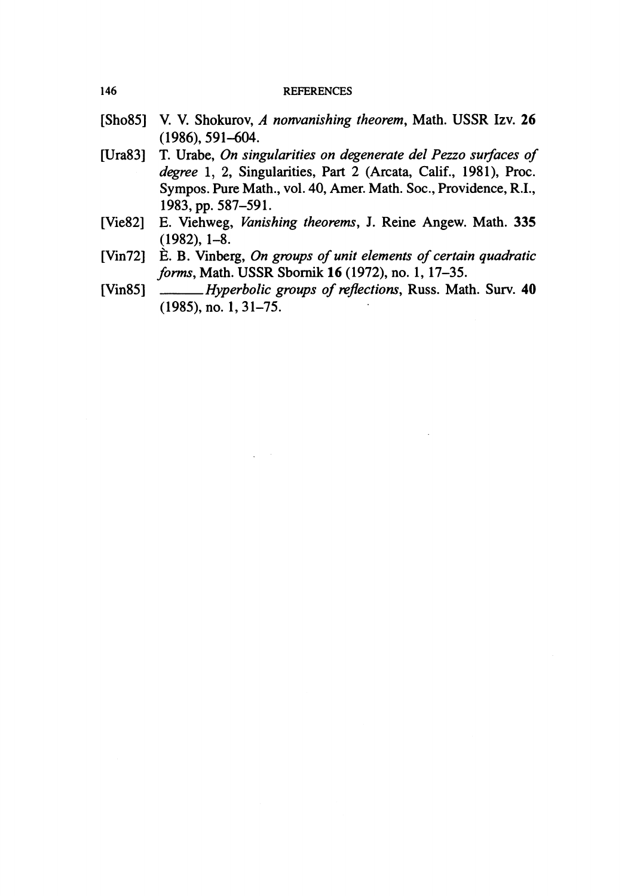[Sho85] V. V. Shokurov, *A nonvanishing theorem*, Math. USSR Izv. **26** (1986), 591–604.

[Ura83] T. Urabe, *On singularities on degenerate del Pezzo surfaces of degree* 1, 2, Singularities, Part 2 (Arcata, Calif., 1981), Proc. Sympos. Pure Math., vol. 40, Amer. Math. Soc., Providence, R.I., 1983, pp. 587–591.

[Vie82] E. Viehweg, *Vanishing theorems*, J. Reine Angew. Math. **335** (1982), 1–8.

[Vin72] È. B. Vinberg, *On groups of unit elements of certain quadratic forms*, Math. USSR Sbornik **16** (1972), no. 1, 17–35.

[Vin85] ______ *Hyperbolic groups of reflections*, Russ. Math. Surv. **40** (1985), no. 1, 31–75.